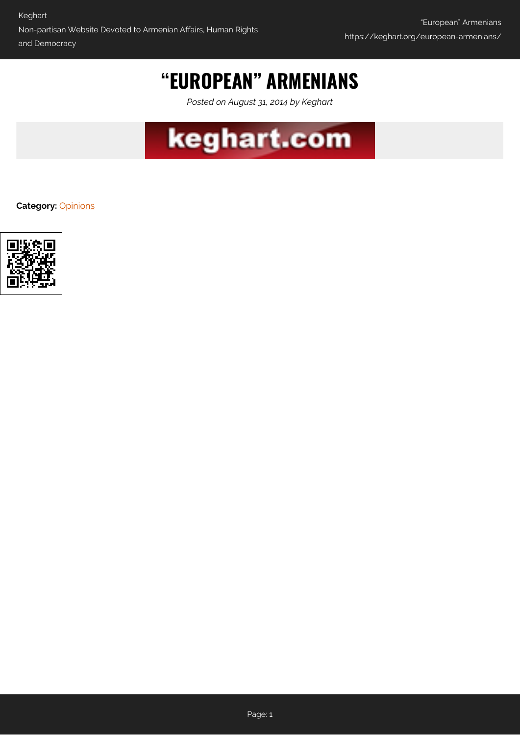# "EUROPEAN" ARMENIANS

*Posted on August 31, 2014 by Keghart*

**Category:** Opinions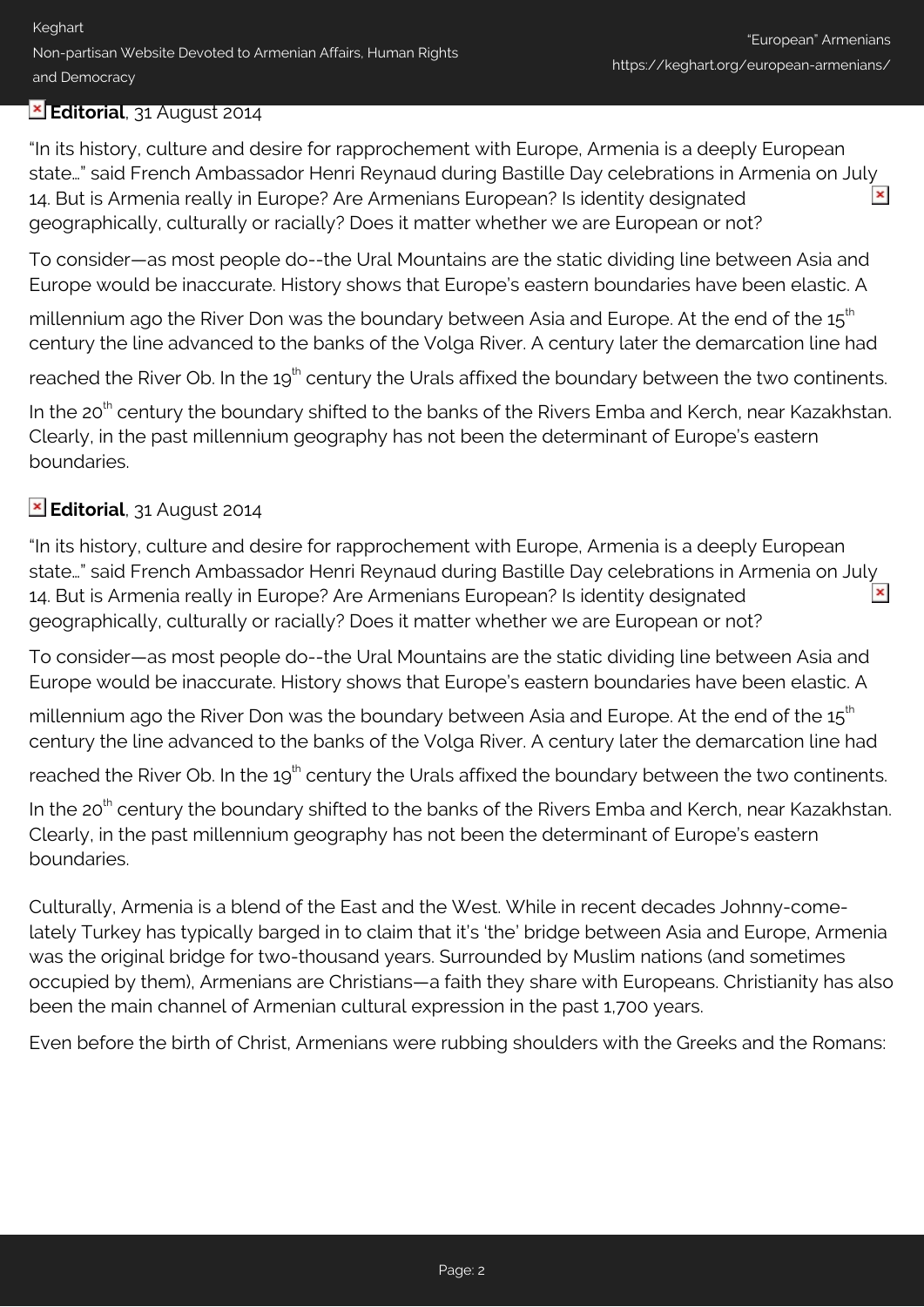**Editorial**, 31 August 2014

“In its history, culture and desire for rapprochement with Europe, Armenia is a deeply European state…” said French Ambassador Henri Reynaud during Bastille Day celebrations in Armenia on July 14. But is Armenia really in Europe? Are Armenians European? Is identity designated geographically, culturally or racially? Does it matter whether we are European or not?

To consider—as most people do--the Ural Mountains are the static dividing line between Asia and Europe would be inaccurate. History shows that Europe’s eastern boundaries have been elastic. A millennium ago the River Don was the boundary between Asia and Europe. At the end of the 15th century the line advanced to the banks of the Volga River. A century later the demarcation line had reached the River Ob. In the 19th century the Urals affixed the boundary between the two continents. In the 20th century the boundary shifted to the banks of the Rivers Emba and Kerch, near Kazakhstan. Clearly, in the past millennium geography has not been the determinant of Europe’s eastern boundaries.

**Editorial**, 31 August 2014

“In its history, culture and desire for rapprochement with Europe, Armenia is a deeply European state…” said French Ambassador Henri Reynaud during Bastille Day celebrations in Armenia on July 14. But is Armenia really in Europe? Are Armenians European? Is identity designated geographically, culturally or racially? Does it matter whether we are European or not?

To consider—as most people do--the Ural Mountains are the static dividing line between Asia and Europe would be inaccurate. History shows that Europe’s eastern boundaries have been elastic. A millennium ago the River Don was the boundary between Asia and Europe. At the end of the 15th century the line advanced to the banks of the Volga River. A century later the demarcation line had reached the River Ob. In the 19th century the Urals affixed the boundary between the two continents. In the 20th century the boundary shifted to the banks of the Rivers Emba and Kerch, near Kazakhstan. Clearly, in the past millennium geography has not been the determinant of Europe’s eastern boundaries.

Culturally, Armenia is a blend of the East and the West. While in recent decades Johnny-come-lately Turkey has typically barged in to claim that it’s ‘the’ bridge between Asia and Europe, Armenia was the original bridge for two-thousand years. Surrounded by Muslim nations (and sometimes occupied by them), Armenians are Christians—a faith they share with Europeans. Christianity has also been the main channel of Armenian cultural expression in the past 1,700 years.

Even before the birth of Christ, Armenians were rubbing shoulders with the Greeks and the Romans: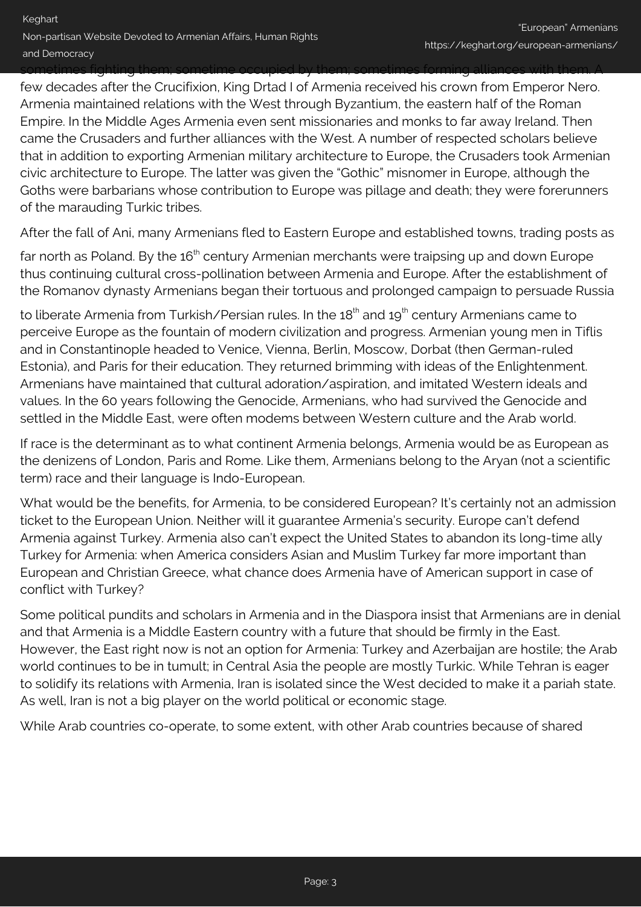sometimes fighting them; sometime occupied by them; sometimes forming alliances with them. A few decades after the Crucifixion, King Drtad I of Armenia received his crown from Emperor Nero. Armenia maintained relations with the West through Byzantium, the eastern half of the Roman Empire. In the Middle Ages Armenia even sent missionaries and monks to far away Ireland. Then came the Crusaders and further alliances with the West. A number of respected scholars believe that in addition to exporting Armenian military architecture to Europe, the Crusaders took Armenian civic architecture to Europe. The latter was given the "Gothic" misnomer in Europe, although the Goths were barbarians whose contribution to Europe was pillage and death; they were forerunners of the marauding Turkic tribes.

After the fall of Ani, many Armenians fled to Eastern Europe and established towns, trading posts as far north as Poland. By the 16th century Armenian merchants were traipsing up and down Europe thus continuing cultural cross-pollination between Armenia and Europe. After the establishment of the Romanov dynasty Armenians began their tortuous and prolonged campaign to persuade Russia to liberate Armenia from Turkish/Persian rules. In the 18th and 19th century Armenians came to perceive Europe as the fountain of modern civilization and progress. Armenian young men in Tiflis and in Constantinople headed to Venice, Vienna, Berlin, Moscow, Dorbat (then German-ruled Estonia), and Paris for their education. They returned brimming with ideas of the Enlightenment. Armenians have maintained that cultural adoration/aspiration, and imitated Western ideals and values. In the 60 years following the Genocide, Armenians, who had survived the Genocide and settled in the Middle East, were often modems between Western culture and the Arab world.

If race is the determinant as to what continent Armenia belongs, Armenia would be as European as the denizens of London, Paris and Rome. Like them, Armenians belong to the Aryan (not a scientific term) race and their language is Indo-European.

What would be the benefits, for Armenia, to be considered European? It's certainly not an admission ticket to the European Union. Neither will it guarantee Armenia's security. Europe can't defend Armenia against Turkey. Armenia also can't expect the United States to abandon its long-time ally Turkey for Armenia: when America considers Asian and Muslim Turkey far more important than European and Christian Greece, what chance does Armenia have of American support in case of conflict with Turkey?

Some political pundits and scholars in Armenia and in the Diaspora insist that Armenians are in denial and that Armenia is a Middle Eastern country with a future that should be firmly in the East. However, the East right now is not an option for Armenia: Turkey and Azerbaijan are hostile; the Arab world continues to be in tumult; in Central Asia the people are mostly Turkic. While Tehran is eager to solidify its relations with Armenia, Iran is isolated since the West decided to make it a pariah state. As well, Iran is not a big player on the world political or economic stage.

While Arab countries co-operate, to some extent, with other Arab countries because of shared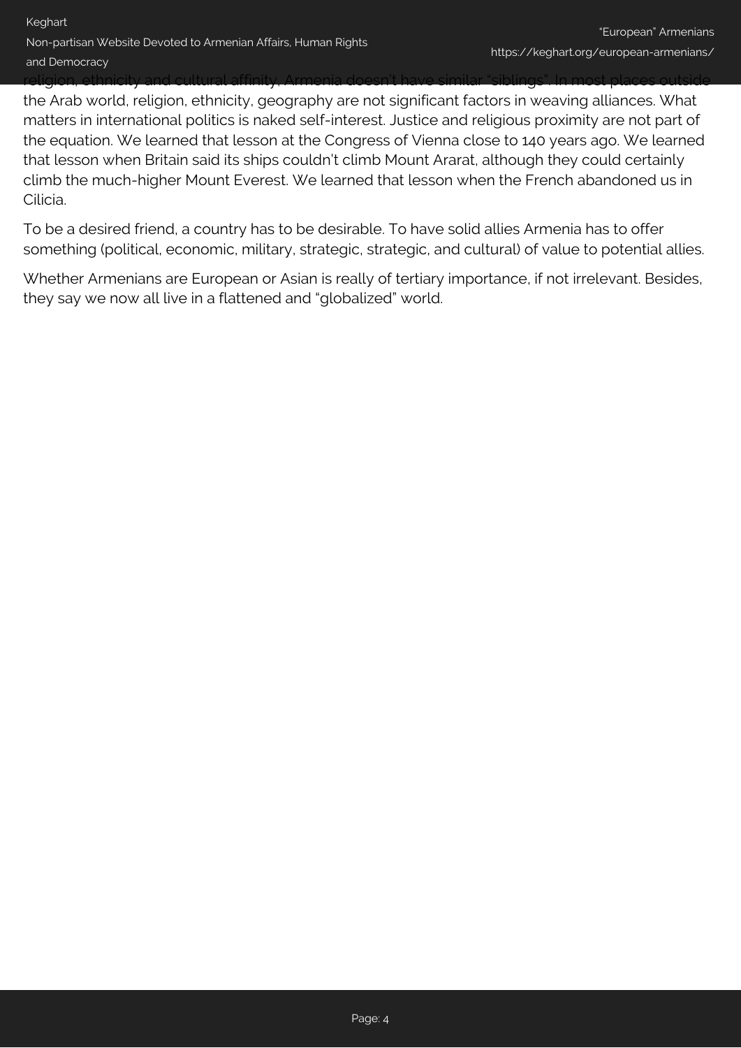religion, ethnicity and cultural affinity, Armenia doesn't have similar "siblings". In most places outside the Arab world, religion, ethnicity, geography are not significant factors in weaving alliances. What matters in international politics is naked self-interest. Justice and religious proximity are not part of the equation. We learned that lesson at the Congress of Vienna close to 140 years ago. We learned that lesson when Britain said its ships couldn't climb Mount Ararat, although they could certainly climb the much-higher Mount Everest. We learned that lesson when the French abandoned us in Cilicia.

To be a desired friend, a country has to be desirable. To have solid allies Armenia has to offer something (political, economic, military, strategic, strategic, and cultural) of value to potential allies.

Whether Armenians are European or Asian is really of tertiary importance, if not irrelevant. Besides, they say we now all live in a flattened and "globalized" world.